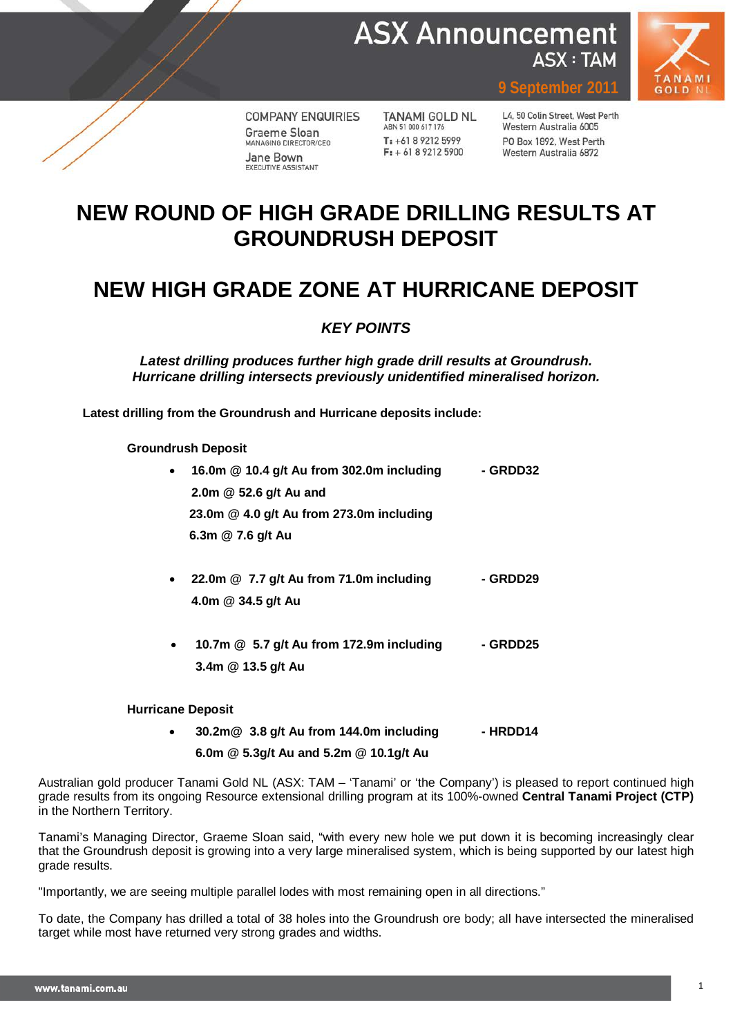ASX Announcement
ASX : TAM
9 September 2011

COMPANY ENQUIRIES
Graeme Sloan
MANAGING DIRECTOR/CEO
Jane Bown
EXECUTIVE ASSISTANT

TANAMI GOLD NL
ABN 51 000 617 176
T: +61 8 9212 5999
F: + 61 8 9212 5900

L4, 50 Colin Street, West Perth
Western Australia 6005
PO Box 1892, West Perth
Western Australia 6872

# NEW ROUND OF HIGH GRADE DRILLING RESULTS AT GROUNDRUSH DEPOSIT

# NEW HIGH GRADE ZONE AT HURRICANE DEPOSIT

### *KEY POINTS*

***Latest drilling produces further high grade drill results at Groundrush.***
***Hurricane drilling intersects previously unidentified mineralised horizon.***

**Latest drilling from the Groundrush and Hurricane deposits include:**

**Groundrush Deposit**

- **16.0m @ 10.4 g/t Au from 302.0m including - GRDD32**
  **2.0m @ 52.6 g/t Au and**
  **23.0m @ 4.0 g/t Au from 273.0m including**
  **6.3m @ 7.6 g/t Au**

- **22.0m @ 7.7 g/t Au from 71.0m including - GRDD29**
  **4.0m @ 34.5 g/t Au**

- **10.7m @ 5.7 g/t Au from 172.9m including - GRDD25**
  **3.4m @ 13.5 g/t Au**

**Hurricane Deposit**

- **30.2m@ 3.8 g/t Au from 144.0m including - HRDD14**
  **6.0m @ 5.3g/t Au and 5.2m @ 10.1g/t Au**

Australian gold producer Tanami Gold NL (ASX: TAM – 'Tanami' or 'the Company') is pleased to report continued high grade results from its ongoing Resource extensional drilling program at its 100%-owned **Central Tanami Project (CTP)** in the Northern Territory.

Tanami's Managing Director, Graeme Sloan said, "with every new hole we put down it is becoming increasingly clear that the Groundrush deposit is growing into a very large mineralised system, which is being supported by our latest high grade results.

"Importantly, we are seeing multiple parallel lodes with most remaining open in all directions."

To date, the Company has drilled a total of 38 holes into the Groundrush ore body; all have intersected the mineralised target while most have returned very strong grades and widths.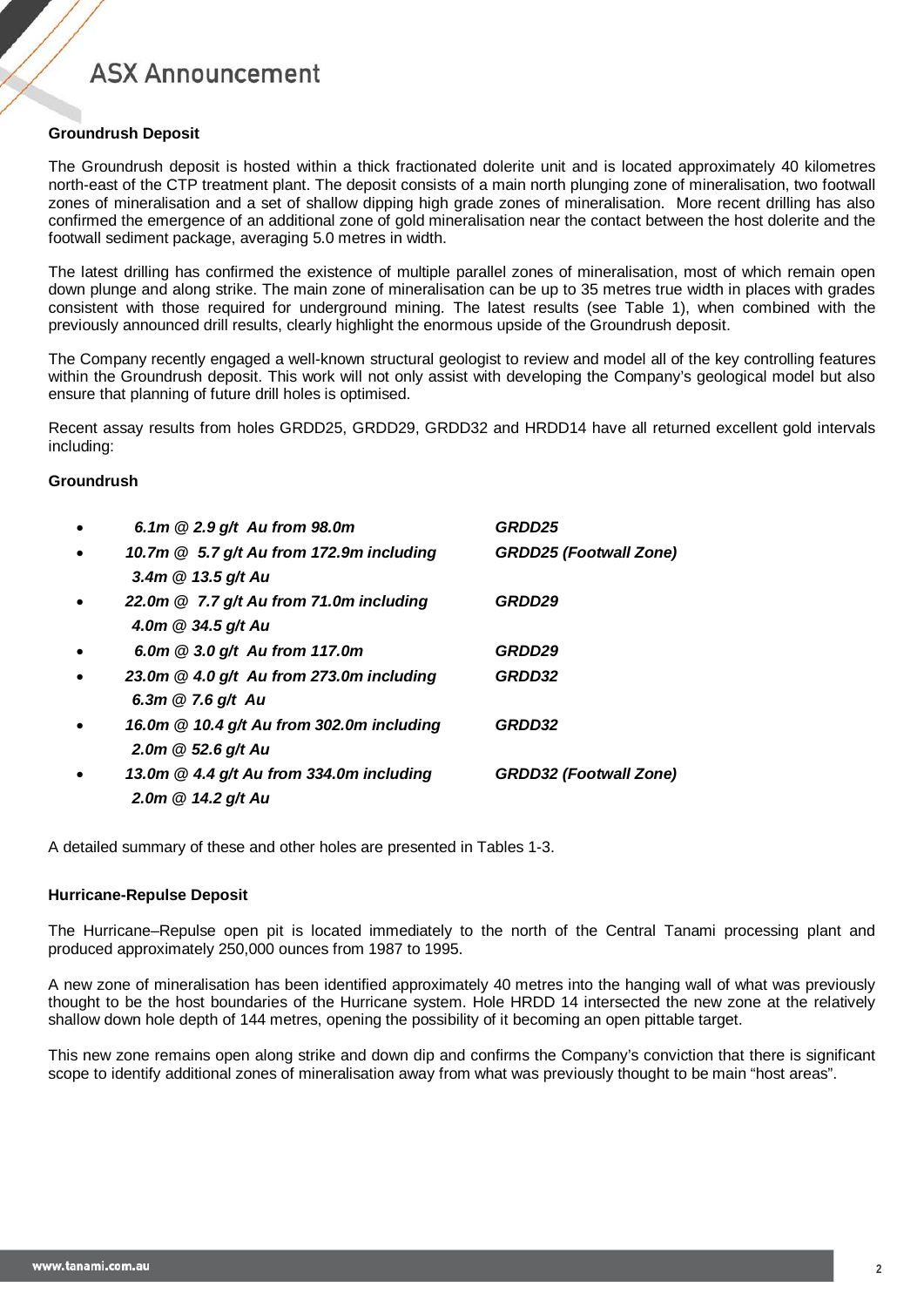### Groundrush Deposit

The Groundrush deposit is hosted within a thick fractionated dolerite unit and is located approximately 40 kilometres north-east of the CTP treatment plant. The deposit consists of a main north plunging zone of mineralisation, two footwall zones of mineralisation and a set of shallow dipping high grade zones of mineralisation. More recent drilling has also confirmed the emergence of an additional zone of gold mineralisation near the contact between the host dolerite and the footwall sediment package, averaging 5.0 metres in width.

The latest drilling has confirmed the existence of multiple parallel zones of mineralisation, most of which remain open down plunge and along strike. The main zone of mineralisation can be up to 35 metres true width in places with grades consistent with those required for underground mining. The latest results (see Table 1), when combined with the previously announced drill results, clearly highlight the enormous upside of the Groundrush deposit.

The Company recently engaged a well-known structural geologist to review and model all of the key controlling features within the Groundrush deposit. This work will not only assist with developing the Company's geological model but also ensure that planning of future drill holes is optimised.

Recent assay results from holes GRDD25, GRDD29, GRDD32 and HRDD14 have all returned excellent gold intervals including:

**Groundrush**

- ***6.1m @ 2.9 g/t Au from 98.0m*** — ***GRDD25***
- ***10.7m @ 5.7 g/t Au from 172.9m including 3.4m @ 13.5 g/t Au*** — ***GRDD25 (Footwall Zone)***
- ***22.0m @ 7.7 g/t Au from 71.0m including 4.0m @ 34.5 g/t Au*** — ***GRDD29***
- ***6.0m @ 3.0 g/t Au from 117.0m*** — ***GRDD29***
- ***23.0m @ 4.0 g/t Au from 273.0m including 6.3m @ 7.6 g/t Au*** — ***GRDD32***
- ***16.0m @ 10.4 g/t Au from 302.0m including 2.0m @ 52.6 g/t Au*** — ***GRDD32***
- ***13.0m @ 4.4 g/t Au from 334.0m including 2.0m @ 14.2 g/t Au*** — ***GRDD32 (Footwall Zone)***

A detailed summary of these and other holes are presented in Tables 1-3.

### Hurricane-Repulse Deposit

The Hurricane–Repulse open pit is located immediately to the north of the Central Tanami processing plant and produced approximately 250,000 ounces from 1987 to 1995.

A new zone of mineralisation has been identified approximately 40 metres into the hanging wall of what was previously thought to be the host boundaries of the Hurricane system. Hole HRDD 14 intersected the new zone at the relatively shallow down hole depth of 144 metres, opening the possibility of it becoming an open pittable target.

This new zone remains open along strike and down dip and confirms the Company's conviction that there is significant scope to identify additional zones of mineralisation away from what was previously thought to be main "host areas".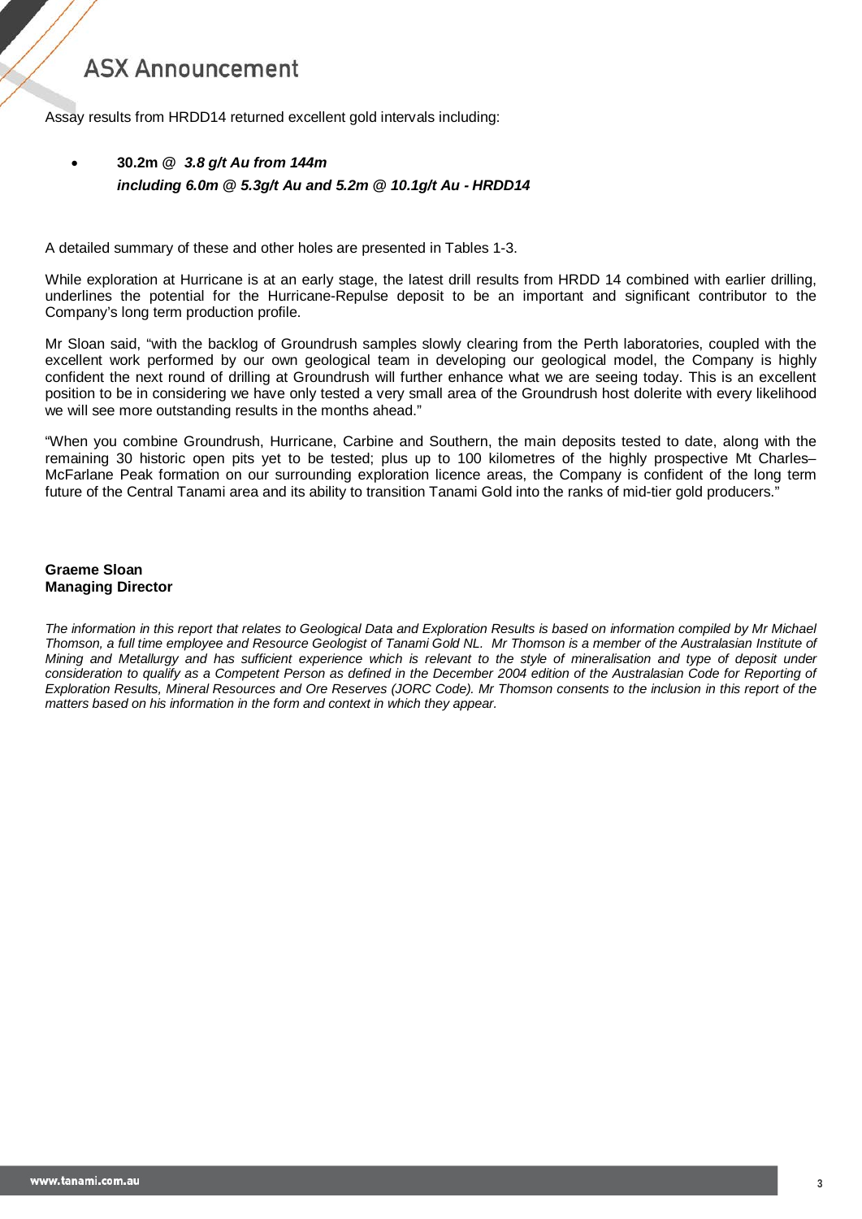Assay results from HRDD14 returned excellent gold intervals including:

- **30.2m @ *3.8 g/t Au from 144m***
  ***including 6.0m @ 5.3g/t Au and 5.2m @ 10.1g/t Au - HRDD14***

A detailed summary of these and other holes are presented in Tables 1-3.

While exploration at Hurricane is at an early stage, the latest drill results from HRDD 14 combined with earlier drilling, underlines the potential for the Hurricane-Repulse deposit to be an important and significant contributor to the Company's long term production profile.

Mr Sloan said, "with the backlog of Groundrush samples slowly clearing from the Perth laboratories, coupled with the excellent work performed by our own geological team in developing our geological model, the Company is highly confident the next round of drilling at Groundrush will further enhance what we are seeing today. This is an excellent position to be in considering we have only tested a very small area of the Groundrush host dolerite with every likelihood we will see more outstanding results in the months ahead."

"When you combine Groundrush, Hurricane, Carbine and Southern, the main deposits tested to date, along with the remaining 30 historic open pits yet to be tested; plus up to 100 kilometres of the highly prospective Mt Charles–McFarlane Peak formation on our surrounding exploration licence areas, the Company is confident of the long term future of the Central Tanami area and its ability to transition Tanami Gold into the ranks of mid-tier gold producers."

**Graeme Sloan**
**Managing Director**

*The information in this report that relates to Geological Data and Exploration Results is based on information compiled by Mr Michael Thomson, a full time employee and Resource Geologist of Tanami Gold NL. Mr Thomson is a member of the Australasian Institute of Mining and Metallurgy and has sufficient experience which is relevant to the style of mineralisation and type of deposit under consideration to qualify as a Competent Person as defined in the December 2004 edition of the Australasian Code for Reporting of Exploration Results, Mineral Resources and Ore Reserves (JORC Code). Mr Thomson consents to the inclusion in this report of the matters based on his information in the form and context in which they appear.*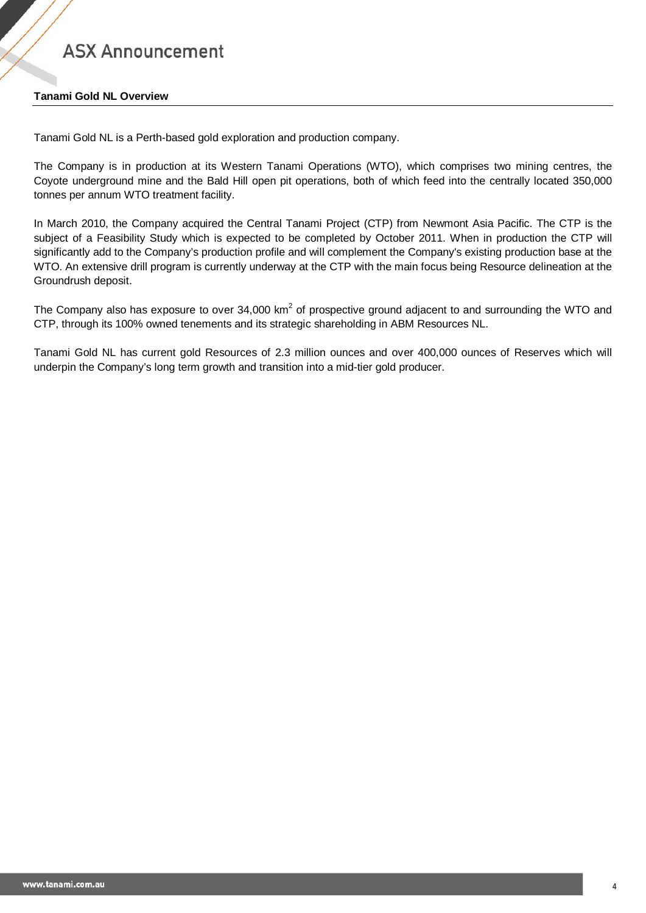**Tanami Gold NL Overview**

Tanami Gold NL is a Perth-based gold exploration and production company.

The Company is in production at its Western Tanami Operations (WTO), which comprises two mining centres, the Coyote underground mine and the Bald Hill open pit operations, both of which feed into the centrally located 350,000 tonnes per annum WTO treatment facility.

In March 2010, the Company acquired the Central Tanami Project (CTP) from Newmont Asia Pacific. The CTP is the subject of a Feasibility Study which is expected to be completed by October 2011. When in production the CTP will significantly add to the Company's production profile and will complement the Company's existing production base at the WTO. An extensive drill program is currently underway at the CTP with the main focus being Resource delineation at the Groundrush deposit.

The Company also has exposure to over 34,000 $km^2$ of prospective ground adjacent to and surrounding the WTO and CTP, through its 100% owned tenements and its strategic shareholding in ABM Resources NL.

Tanami Gold NL has current gold Resources of 2.3 million ounces and over 400,000 ounces of Reserves which will underpin the Company's long term growth and transition into a mid-tier gold producer.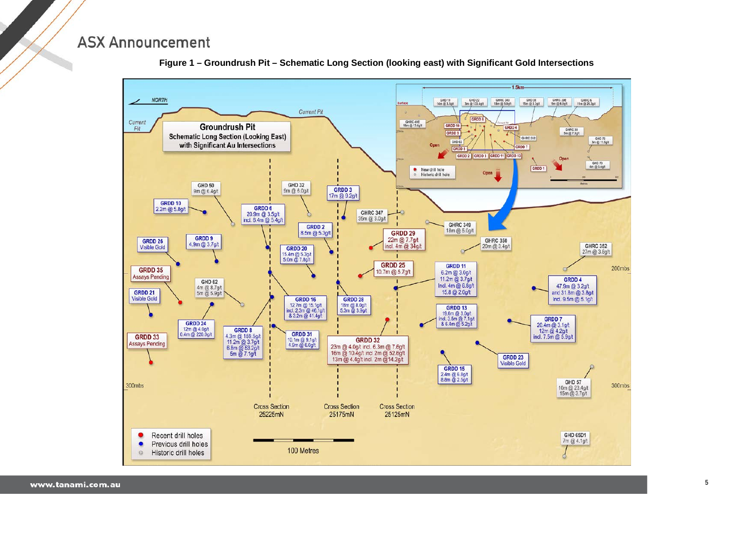**Figure 1 – Groundrush Pit – Schematic Long Section (looking east) with Significant Gold Intersections**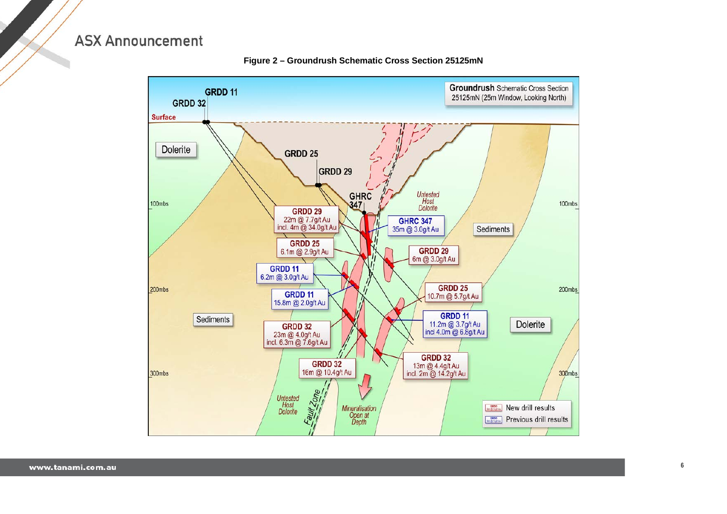**Figure 2 – Groundrush Schematic Cross Section 25125mN**

**Groundrush** Schematic Cross Section
25125mN (25m Window, Looking North)

GRDD 11
GRDD 32
Surface
Dolerite
GRDD 25
GRDD 29
GHRC 347
*Untested Host Dolerite*
100mbs
GRDD 29
22m @ 7.7g/t Au
incl. 4m @ 34.0g/t Au
GHRC 347
35m @ 3.0g/t Au
Sediments
GRDD 25
6.1m @ 2.9g/t Au
GRDD 29
6m @ 3.0g/t Au
GRDD 11
6.2m @ 3.0g/t Au
200mbs
GRDD 11
15.8m @ 2.0g/t Au
GRDD 25
10.7m @ 5.7g/t Au
Sediments
GRDD 11
11.2m @ 3.7g/t Au
incl 4.0m @ 6.8g/t Au
Dolerite
GRDD 32
23m @ 4.0g/t Au
incl. 6.3m @ 7.6g/t Au
GRDD 32
16m @ 10.4g/t Au
GRDD 32
13m @ 4.4g/t Au
incl. 2m @ 14.2g/t Au
300mbs
*Untested Host Dolorite*
*Fault Zone*
*Mineralisation Open at Depth*
New drill results
Previous drill results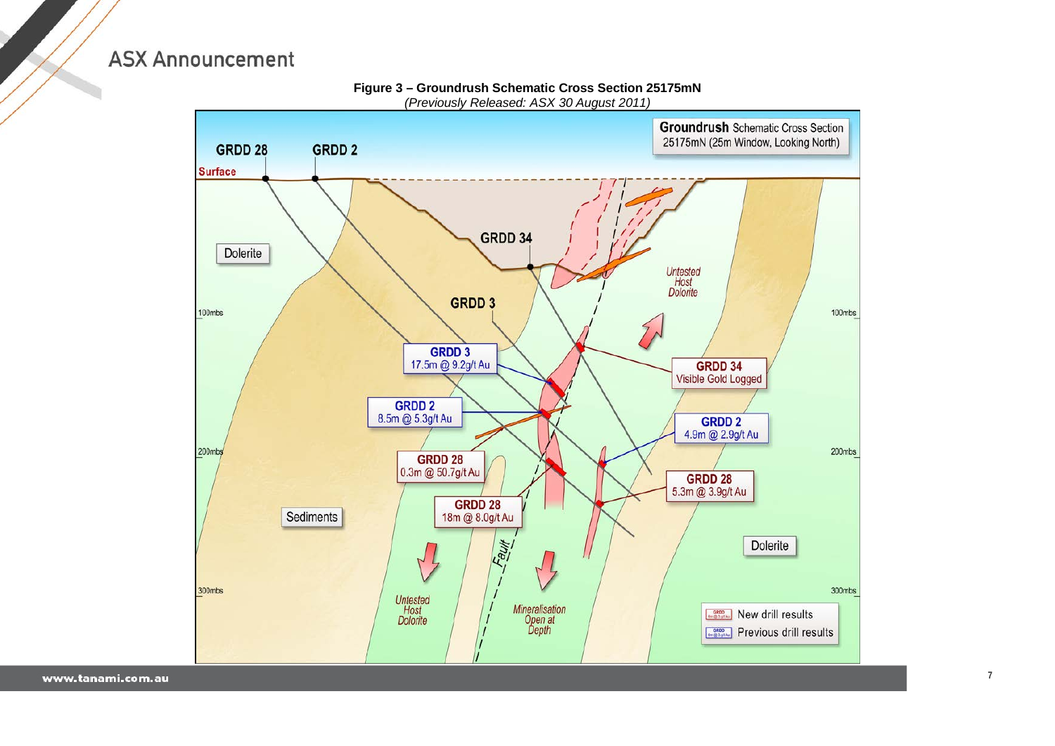**Figure 3 – Groundrush Schematic Cross Section 25175mN**

*(Previously Released: ASX 30 August 2011)*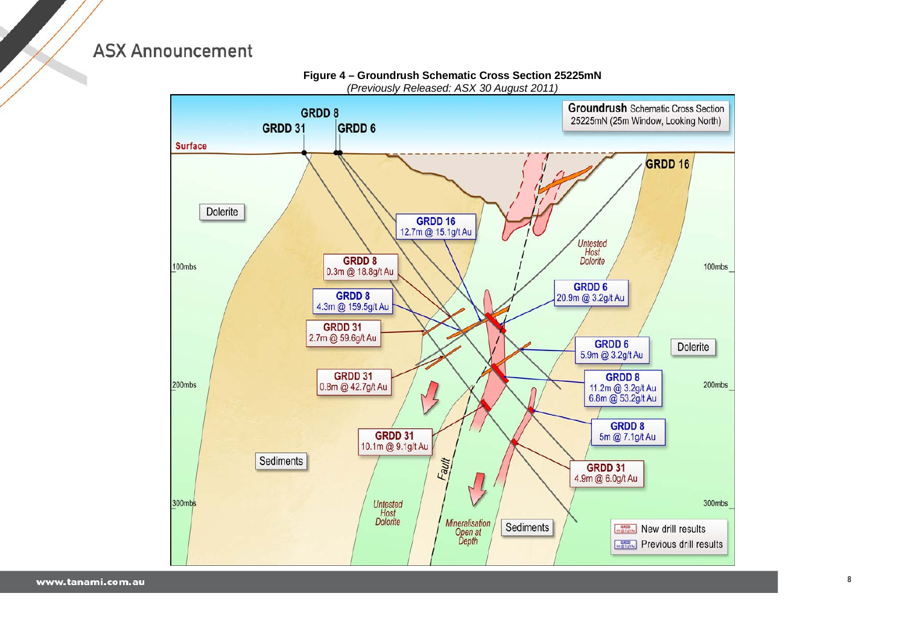**Figure 4 – Groundrush Schematic Cross Section 25225mN**

*(Previously Released: ASX 30 August 2011)*

**Groundrush** Schematic Cross Section 25225mN (25m Window, Looking North)

GRDD 8
GRDD 31
GRDD 6
Surface
GRDD 16
Dolerite
GRDD 16 12.7m @ 15.1g/t Au
Untested Host Dolerite
100mbs
GRDD 8 0.3m @ 18.8g/t Au
GRDD 6 20.9m @ 3.2g/t Au
GRDD 8 4.3m @ 159.5g/t Au
GRDD 31 2.7m @ 59.6g/t Au
GRDD 6 5.9m @ 3.2g/t Au
Dolerite
GRDD 31 0.8m @ 42.7g/t Au
GRDD 8 11.2m @ 3.2g/t Au 6.8m @ 53.2g/t Au
200mbs
GRDD 8 5m @ 7.1g/t Au
GRDD 31 10.1m @ 9.1g/t Au
Sediments
Fault
GRDD 31 4.9m @ 6.0g/t Au
300mbs
Untested Host Dolerite
Mineralisation Open at Depth
Sediments
New drill results
Previous drill results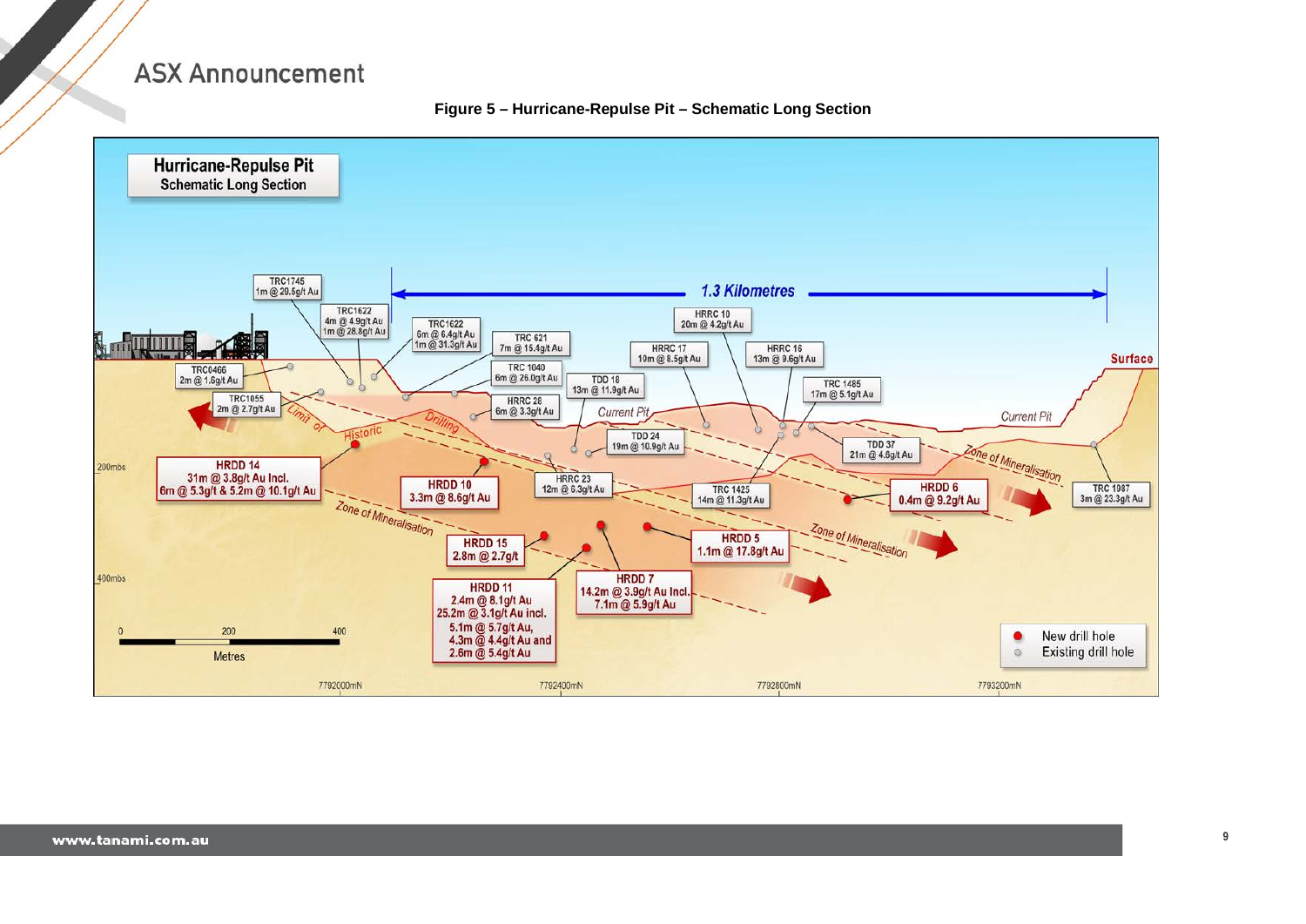**Figure 5 – Hurricane-Repulse Pit – Schematic Long Section**

**Hurricane-Repulse Pit**
Schematic Long Section

1.3 Kilometres

TRC1745 1m @ 29.5g/t Au

TRC1622 4m @ 4.9g/t Au 1m @ 28.8g/t Au

TRC1622 6m @ 6.4g/t Au 1m @ 31.3g/t Au

TRC 621 7m @ 15.4g/t Au

TRC 1040 6m @ 26.0g/t Au

HRRC 28 6m @ 3.3g/t Au

TDD 18 13m @ 11.9g/t Au

HRRC 10 20m @ 4.2g/t Au

HRRC 17 10m @ 8.5g/t Au

HRRC 16 13m @ 9.6g/t Au

TRC 1485 17m @ 5.1g/t Au

TRC0466 2m @ 1.6g/t Au

TRC1055 2m @ 2.7g/t Au

TDD 24 19m @ 10.9g/t Au

TDD 37 21m @ 4.6g/t Au

HRRC 23 12m @ 6.3g/t Au

TRC 1425 14m @ 11.3g/t Au

TRC 1987 3m @ 23.3g/t Au

HRDD 14 31m @ 3.8g/t Au Incl. 6m @ 5.3g/t & 5.2m @ 10.1g/t Au

HRDD 10 3.3m @ 8.6g/t Au

HRDD 6 0.4m @ 9.2g/t Au

HRDD 15 2.8m @ 2.7g/t

HRDD 5 1.1m @ 17.8g/t Au

HRDD 11 2.4m @ 8.1g/t Au 25.2m @ 3.1g/t Au incl. 5.1m @ 5.7g/t Au, 4.3m @ 4.4g/t Au and 2.6m @ 5.4g/t Au

HRDD 7 14.2m @ 3.9g/t Au Incl. 7.1m @ 5.9g/t Au

Surface · Current Pit · Limit of Historic Drilling · Zone of Mineralisation

200mbs · 400mbs

0 · 200 · 400 Metres

7792000mN · 7792400mN · 7792800mN · 7793200mN

New drill hole · Existing drill hole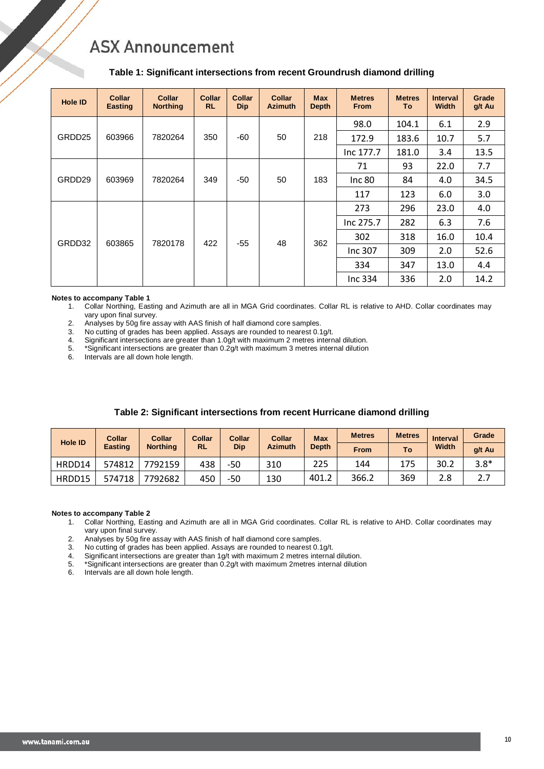**Table 1: Significant intersections from recent Groundrush diamond drilling**

| Hole ID | Collar Easting | Collar Northing | Collar RL | Collar Dip | Collar Azimuth | Max Depth | Metres From | Metres To | Interval Width | Grade g/t Au |
|---|---|---|---|---|---|---|---|---|---|---|
| GRDD25 | 603966 | 7820264 | 350 | -60 | 50 | 218 | 98.0 | 104.1 | 6.1 | 2.9 |
| | | | | | | | 172.9 | 183.6 | 10.7 | 5.7 |
| | | | | | | | Inc 177.7 | 181.0 | 3.4 | 13.5 |
| GRDD29 | 603969 | 7820264 | 349 | -50 | 50 | 183 | 71 | 93 | 22.0 | 7.7 |
| | | | | | | | Inc 80 | 84 | 4.0 | 34.5 |
| | | | | | | | 117 | 123 | 6.0 | 3.0 |
| GRDD32 | 603865 | 7820178 | 422 | -55 | 48 | 362 | 273 | 296 | 23.0 | 4.0 |
| | | | | | | | Inc 275.7 | 282 | 6.3 | 7.6 |
| | | | | | | | 302 | 318 | 16.0 | 10.4 |
| | | | | | | | Inc 307 | 309 | 2.0 | 52.6 |
| | | | | | | | 334 | 347 | 13.0 | 4.4 |
| | | | | | | | Inc 334 | 336 | 2.0 | 14.2 |

**Notes to accompany Table 1**

1. Collar Northing, Easting and Azimuth are all in MGA Grid coordinates. Collar RL is relative to AHD. Collar coordinates may vary upon final survey.
2. Analyses by 50g fire assay with AAS finish of half diamond core samples.
3. No cutting of grades has been applied. Assays are rounded to nearest 0.1g/t.
4. Significant intersections are greater than 1.0g/t with maximum 2 metres internal dilution.
5. *Significant intersections are greater than 0.2g/t with maximum 3 metres internal dilution
6. Intervals are all down hole length.

**Table 2: Significant intersections from recent Hurricane diamond drilling**

| Hole ID | Collar Easting | Collar Northing | Collar RL | Collar Dip | Collar Azimuth | Max Depth | Metres From | Metres To | Interval Width | Grade g/t Au |
|---|---|---|---|---|---|---|---|---|---|---|
| HRDD14 | 574812 | 7792159 | 438 | -50 | 310 | 225 | 144 | 175 | 30.2 | 3.8* |
| HRDD15 | 574718 | 7792682 | 450 | -50 | 130 | 401.2 | 366.2 | 369 | 2.8 | 2.7 |

**Notes to accompany Table 2**

1. Collar Northing, Easting and Azimuth are all in MGA Grid coordinates. Collar RL is relative to AHD. Collar coordinates may vary upon final survey.
2. Analyses by 50g fire assay with AAS finish of half diamond core samples.
3. No cutting of grades has been applied. Assays are rounded to nearest 0.1g/t.
4. Significant intersections are greater than 1g/t with maximum 2 metres internal dilution.
5. *Significant intersections are greater than 0.2g/t with maximum 2metres internal dilution
6. Intervals are all down hole length.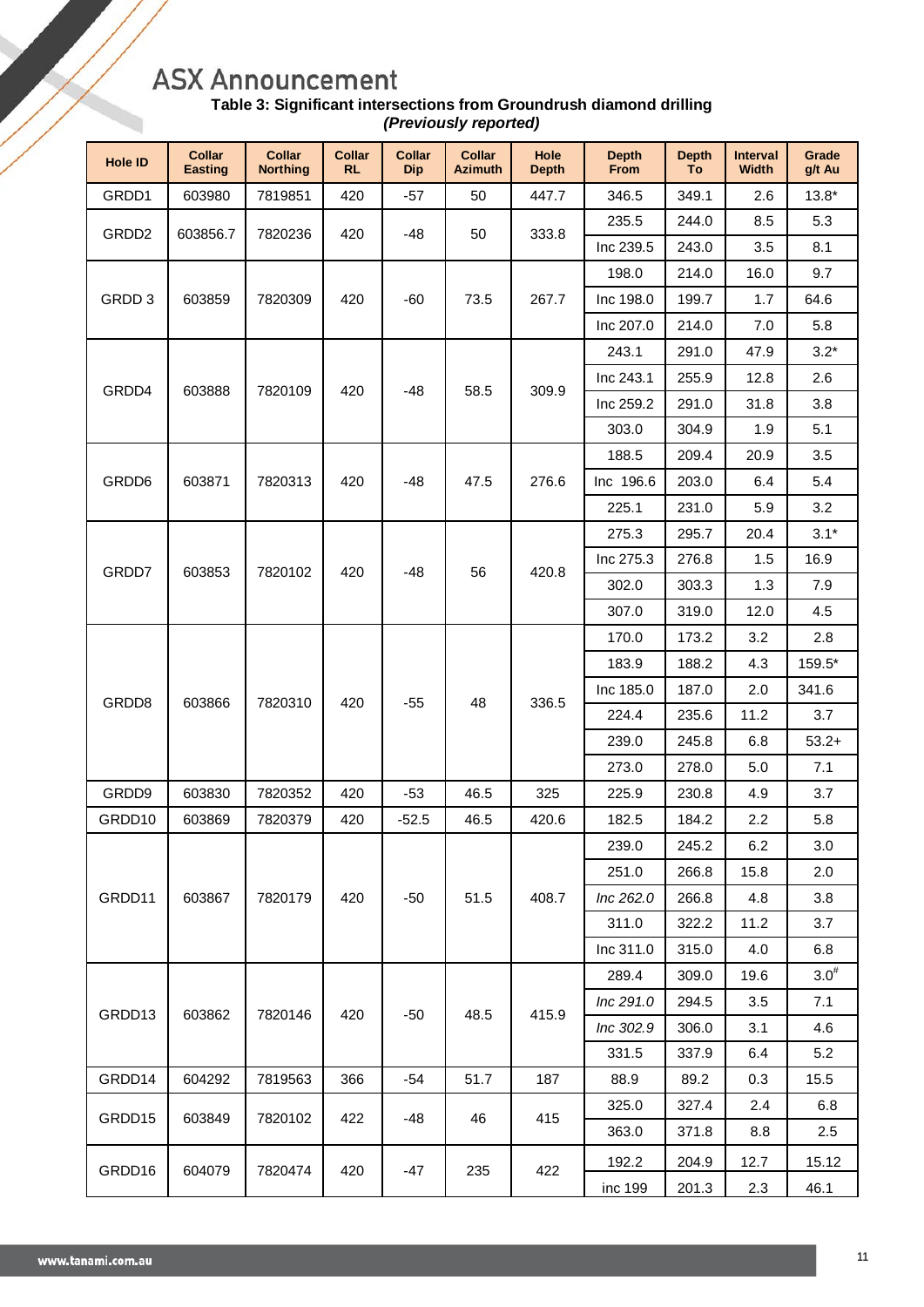# ASX Announcement

**Table 3: Significant intersections from Groundrush diamond drilling**
***(Previously reported)***

| Hole ID | Collar Easting | Collar Northing | Collar RL | Collar Dip | Collar Azimuth | Hole Depth | Depth From | Depth To | Interval Width | Grade g/t Au |
|---|---|---|---|---|---|---|---|---|---|---|
| GRDD1 | 603980 | 7819851 | 420 | -57 | 50 | 447.7 | 346.5 | 349.1 | 2.6 | 13.8* |
| GRDD2 | 603856.7 | 7820236 | 420 | -48 | 50 | 333.8 | 235.5 | 244.0 | 8.5 | 5.3 |
| | | | | | | | Inc 239.5 | 243.0 | 3.5 | 8.1 |
| GRDD 3 | 603859 | 7820309 | 420 | -60 | 73.5 | 267.7 | 198.0 | 214.0 | 16.0 | 9.7 |
| | | | | | | | Inc 198.0 | 199.7 | 1.7 | 64.6 |
| | | | | | | | Inc 207.0 | 214.0 | 7.0 | 5.8 |
| GRDD4 | 603888 | 7820109 | 420 | -48 | 58.5 | 309.9 | 243.1 | 291.0 | 47.9 | 3.2* |
| | | | | | | | Inc 243.1 | 255.9 | 12.8 | 2.6 |
| | | | | | | | Inc 259.2 | 291.0 | 31.8 | 3.8 |
| | | | | | | | 303.0 | 304.9 | 1.9 | 5.1 |
| GRDD6 | 603871 | 7820313 | 420 | -48 | 47.5 | 276.6 | 188.5 | 209.4 | 20.9 | 3.5 |
| | | | | | | | Inc 196.6 | 203.0 | 6.4 | 5.4 |
| | | | | | | | 225.1 | 231.0 | 5.9 | 3.2 |
| GRDD7 | 603853 | 7820102 | 420 | -48 | 56 | 420.8 | 275.3 | 295.7 | 20.4 | 3.1* |
| | | | | | | | Inc 275.3 | 276.8 | 1.5 | 16.9 |
| | | | | | | | 302.0 | 303.3 | 1.3 | 7.9 |
| | | | | | | | 307.0 | 319.0 | 12.0 | 4.5 |
| GRDD8 | 603866 | 7820310 | 420 | -55 | 48 | 336.5 | 170.0 | 173.2 | 3.2 | 2.8 |
| | | | | | | | 183.9 | 188.2 | 4.3 | 159.5* |
| | | | | | | | Inc 185.0 | 187.0 | 2.0 | 341.6 |
| | | | | | | | 224.4 | 235.6 | 11.2 | 3.7 |
| | | | | | | | 239.0 | 245.8 | 6.8 | 53.2+ |
| | | | | | | | 273.0 | 278.0 | 5.0 | 7.1 |
| GRDD9 | 603830 | 7820352 | 420 | -53 | 46.5 | 325 | 225.9 | 230.8 | 4.9 | 3.7 |
| GRDD10 | 603869 | 7820379 | 420 | -52.5 | 46.5 | 420.6 | 182.5 | 184.2 | 2.2 | 5.8 |
| GRDD11 | 603867 | 7820179 | 420 | -50 | 51.5 | 408.7 | 239.0 | 245.2 | 6.2 | 3.0 |
| | | | | | | | 251.0 | 266.8 | 15.8 | 2.0 |
| | | | | | | | *Inc 262.0* | 266.8 | 4.8 | 3.8 |
| | | | | | | | 311.0 | 322.2 | 11.2 | 3.7 |
| | | | | | | | Inc 311.0 | 315.0 | 4.0 | 6.8 |
| GRDD13 | 603862 | 7820146 | 420 | -50 | 48.5 | 415.9 | 289.4 | 309.0 | 19.6 | 3.0# |
| | | | | | | | *Inc 291.0* | 294.5 | 3.5 | 7.1 |
| | | | | | | | *Inc 302.9* | 306.0 | 3.1 | 4.6 |
| | | | | | | | 331.5 | 337.9 | 6.4 | 5.2 |
| GRDD14 | 604292 | 7819563 | 366 | -54 | 51.7 | 187 | 88.9 | 89.2 | 0.3 | 15.5 |
| GRDD15 | 603849 | 7820102 | 422 | -48 | 46 | 415 | 325.0 | 327.4 | 2.4 | 6.8 |
| | | | | | | | 363.0 | 371.8 | 8.8 | 2.5 |
| GRDD16 | 604079 | 7820474 | 420 | -47 | 235 | 422 | 192.2 | 204.9 | 12.7 | 15.12 |
| | | | | | | | inc 199 | 201.3 | 2.3 | 46.1 |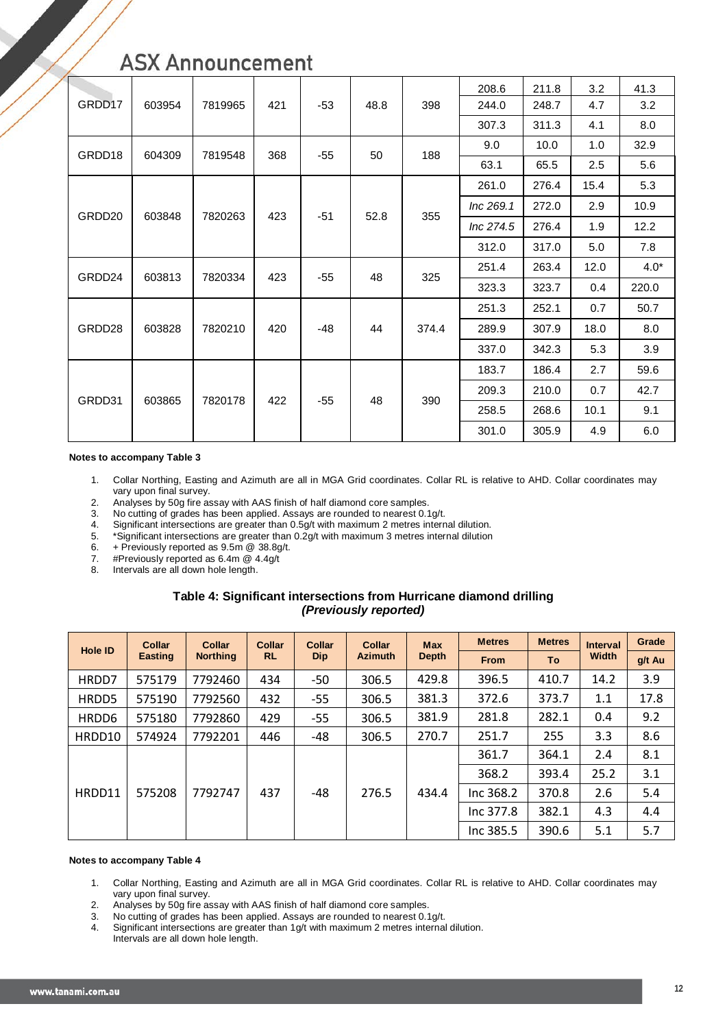| GRDD17 | 603954 | 7819965 | 421 | -53 | 48.8 | 398 | 208.6 | 211.8 | 3.2 | 41.3 |
|---|---|---|---|---|---|---|---|---|---|---|
| | | | | | | | 244.0 | 248.7 | 4.7 | 3.2 |
| | | | | | | | 307.3 | 311.3 | 4.1 | 8.0 |
| GRDD18 | 604309 | 7819548 | 368 | -55 | 50 | 188 | 9.0 | 10.0 | 1.0 | 32.9 |
| | | | | | | | 63.1 | 65.5 | 2.5 | 5.6 |
| GRDD20 | 603848 | 7820263 | 423 | -51 | 52.8 | 355 | 261.0 | 276.4 | 15.4 | 5.3 |
| | | | | | | | *Inc 269.1* | 272.0 | 2.9 | 10.9 |
| | | | | | | | *Inc 274.5* | 276.4 | 1.9 | 12.2 |
| | | | | | | | 312.0 | 317.0 | 5.0 | 7.8 |
| GRDD24 | 603813 | 7820334 | 423 | -55 | 48 | 325 | 251.4 | 263.4 | 12.0 | 4.0* |
| | | | | | | | 323.3 | 323.7 | 0.4 | 220.0 |
| GRDD28 | 603828 | 7820210 | 420 | -48 | 44 | 374.4 | 251.3 | 252.1 | 0.7 | 50.7 |
| | | | | | | | 289.9 | 307.9 | 18.0 | 8.0 |
| | | | | | | | 337.0 | 342.3 | 5.3 | 3.9 |
| GRDD31 | 603865 | 7820178 | 422 | -55 | 48 | 390 | 183.7 | 186.4 | 2.7 | 59.6 |
| | | | | | | | 209.3 | 210.0 | 0.7 | 42.7 |
| | | | | | | | 258.5 | 268.6 | 10.1 | 9.1 |
| | | | | | | | 301.0 | 305.9 | 4.9 | 6.0 |

**Notes to accompany Table 3**

1. Collar Northing, Easting and Azimuth are all in MGA Grid coordinates. Collar RL is relative to AHD. Collar coordinates may vary upon final survey.
2. Analyses by 50g fire assay with AAS finish of half diamond core samples.
3. No cutting of grades has been applied. Assays are rounded to nearest 0.1g/t.
4. Significant intersections are greater than 0.5g/t with maximum 2 metres internal dilution.
5. *Significant intersections are greater than 0.2g/t with maximum 3 metres internal dilution
6. + Previously reported as 9.5m @ 38.8g/t.
7. #Previously reported as 6.4m @ 4.4g/t
8. Intervals are all down hole length.

**Table 4: Significant intersections from Hurricane diamond drilling**
***(Previously reported)***

| Hole ID | Collar Easting | Collar Northing | Collar RL | Collar Dip | Collar Azimuth | Max Depth | Metres From | Metres To | Interval Width | Grade g/t Au |
|---|---|---|---|---|---|---|---|---|---|---|
| HRDD7 | 575179 | 7792460 | 434 | -50 | 306.5 | 429.8 | 396.5 | 410.7 | 14.2 | 3.9 |
| HRDD5 | 575190 | 7792560 | 432 | -55 | 306.5 | 381.3 | 372.6 | 373.7 | 1.1 | 17.8 |
| HRDD6 | 575180 | 7792860 | 429 | -55 | 306.5 | 381.9 | 281.8 | 282.1 | 0.4 | 9.2 |
| HRDD10 | 574924 | 7792201 | 446 | -48 | 306.5 | 270.7 | 251.7 | 255 | 3.3 | 8.6 |
| HRDD11 | 575208 | 7792747 | 437 | -48 | 276.5 | 434.4 | 361.7 | 364.1 | 2.4 | 8.1 |
| | | | | | | | 368.2 | 393.4 | 25.2 | 3.1 |
| | | | | | | | Inc 368.2 | 370.8 | 2.6 | 5.4 |
| | | | | | | | Inc 377.8 | 382.1 | 4.3 | 4.4 |
| | | | | | | | Inc 385.5 | 390.6 | 5.1 | 5.7 |

**Notes to accompany Table 4**

1. Collar Northing, Easting and Azimuth are all in MGA Grid coordinates. Collar RL is relative to AHD. Collar coordinates may vary upon final survey.
2. Analyses by 50g fire assay with AAS finish of half diamond core samples.
3. No cutting of grades has been applied. Assays are rounded to nearest 0.1g/t.
4. Significant intersections are greater than 1g/t with maximum 2 metres internal dilution.
Intervals are all down hole length.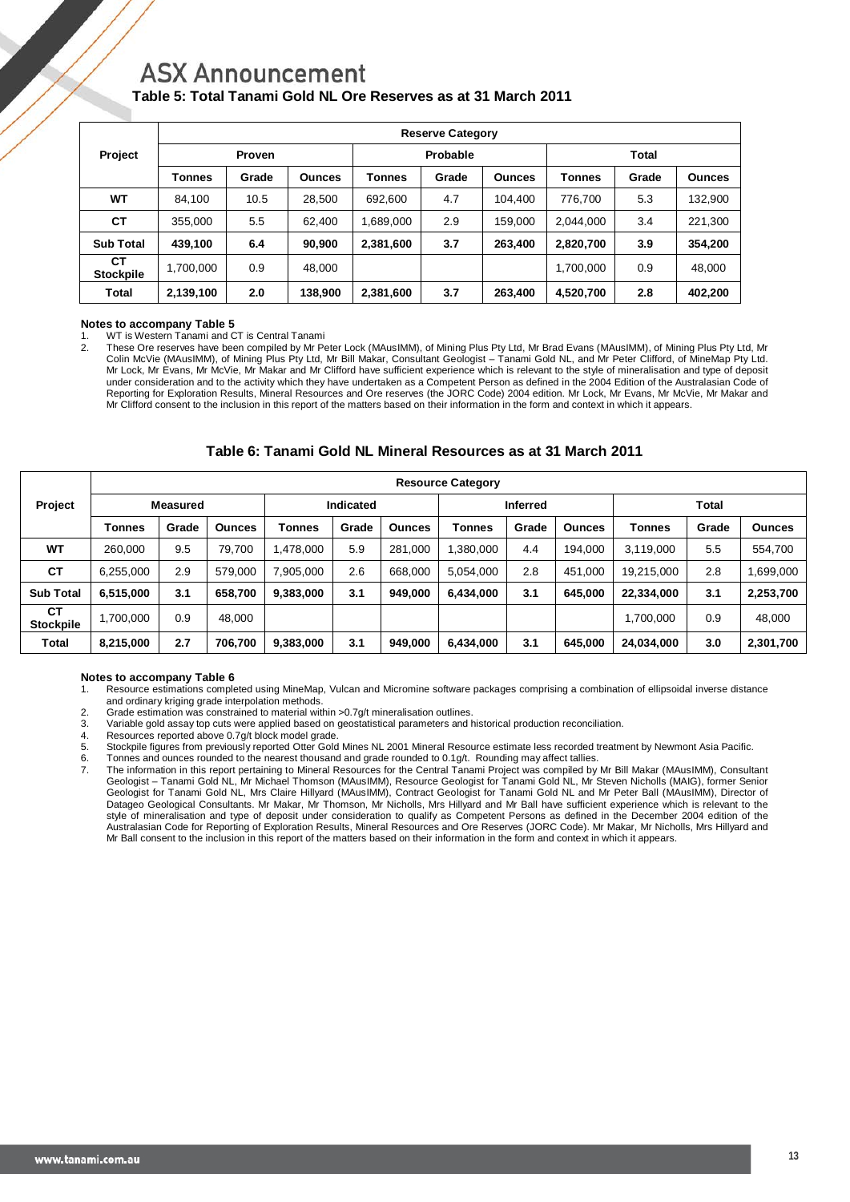## Table 5: Total Tanami Gold NL Ore Reserves as at 31 March 2011

| Project | Reserve Category | | | | | | | | |
|---|---|---|---|---|---|---|---|---|---|
| | Proven | | | Probable | | | Total | | |
| | Tonnes | Grade | Ounces | Tonnes | Grade | Ounces | Tonnes | Grade | Ounces |
| WT | 84,100 | 10.5 | 28,500 | 692,600 | 4.7 | 104,400 | 776,700 | 5.3 | 132,900 |
| CT | 355,000 | 5.5 | 62,400 | 1,689,000 | 2.9 | 159,000 | 2,044,000 | 3.4 | 221,300 |
| **Sub Total** | **439,100** | **6.4** | **90,900** | **2,381,600** | **3.7** | **263,400** | **2,820,700** | **3.9** | **354,200** |
| **CT Stockpile** | 1,700,000 | 0.9 | 48,000 | | | | 1,700,000 | 0.9 | 48,000 |
| **Total** | **2,139,100** | **2.0** | **138,900** | **2,381,600** | **3.7** | **263,400** | **4,520,700** | **2.8** | **402,200** |

**Notes to accompany Table 5**

1. WT is Western Tanami and CT is Central Tanami
2. These Ore reserves have been compiled by Mr Peter Lock (MAusIMM), of Mining Plus Pty Ltd, Mr Brad Evans (MAusIMM), of Mining Plus Pty Ltd, Mr Colin McVie (MAusIMM), of Mining Plus Pty Ltd, Mr Bill Makar, Consultant Geologist – Tanami Gold NL, and Mr Peter Clifford, of MineMap Pty Ltd. Mr Lock, Mr Evans, Mr McVie, Mr Makar and Mr Clifford have sufficient experience which is relevant to the style of mineralisation and type of deposit under consideration and to the activity which they have undertaken as a Competent Person as defined in the 2004 Edition of the Australasian Code of Reporting for Exploration Results, Mineral Resources and Ore reserves (the JORC Code) 2004 edition. Mr Lock, Mr Evans, Mr McVie, Mr Makar and Mr Clifford consent to the inclusion in this report of the matters based on their information in the form and context in which it appears.

## Table 6: Tanami Gold NL Mineral Resources as at 31 March 2011

| Project | Resource Category | | | | | | | | | | | |
|---|---|---|---|---|---|---|---|---|---|---|---|---|
| | Measured | | | Indicated | | | Inferred | | | Total | | |
| | Tonnes | Grade | Ounces | Tonnes | Grade | Ounces | Tonnes | Grade | Ounces | Tonnes | Grade | Ounces |
| WT | 260,000 | 9.5 | 79,700 | 1,478,000 | 5.9 | 281,000 | 1,380,000 | 4.4 | 194,000 | 3,119,000 | 5.5 | 554,700 |
| CT | 6,255,000 | 2.9 | 579,000 | 7,905,000 | 2.6 | 668,000 | 5,054,000 | 2.8 | 451,000 | 19,215,000 | 2.8 | 1,699,000 |
| **Sub Total** | **6,515,000** | **3.1** | **658,700** | **9,383,000** | **3.1** | **949,000** | **6,434,000** | **3.1** | **645,000** | **22,334,000** | **3.1** | **2,253,700** |
| **CT Stockpile** | 1,700,000 | 0.9 | 48,000 | | | | | | | 1,700,000 | 0.9 | 48,000 |
| **Total** | **8,215,000** | **2.7** | **706,700** | **9,383,000** | **3.1** | **949,000** | **6,434,000** | **3.1** | **645,000** | **24,034,000** | **3.0** | **2,301,700** |

**Notes to accompany Table 6**

1. Resource estimations completed using MineMap, Vulcan and Micromine software packages comprising a combination of ellipsoidal inverse distance and ordinary kriging grade interpolation methods.
2. Grade estimation was constrained to material within >0.7g/t mineralisation outlines.
3. Variable gold assay top cuts were applied based on geostatistical parameters and historical production reconciliation.
4. Resources reported above 0.7g/t block model grade.
5. Stockpile figures from previously reported Otter Gold Mines NL 2001 Mineral Resource estimate less recorded treatment by Newmont Asia Pacific.
6. Tonnes and ounces rounded to the nearest thousand and grade rounded to 0.1g/t. Rounding may affect tallies.
7. The information in this report pertaining to Mineral Resources for the Central Tanami Project was compiled by Mr Bill Makar (MAusIMM), Consultant Geologist – Tanami Gold NL, Mr Michael Thomson (MAusIMM), Resource Geologist for Tanami Gold NL, Mr Steven Nicholls (MAIG), former Senior Geologist for Tanami Gold NL, Mrs Claire Hillyard (MAusIMM), Contract Geologist for Tanami Gold NL and Mr Peter Ball (MAusIMM), Director of Datageo Geological Consultants. Mr Makar, Mr Thomson, Mr Nicholls, Mrs Hillyard and Mr Ball have sufficient experience which is relevant to the style of mineralisation and type of deposit under consideration to qualify as Competent Persons as defined in the December 2004 edition of the Australasian Code for Reporting of Exploration Results, Mineral Resources and Ore Reserves (JORC Code). Mr Makar, Mr Nicholls, Mrs Hillyard and Mr Ball consent to the inclusion in this report of the matters based on their information in the form and context in which it appears.